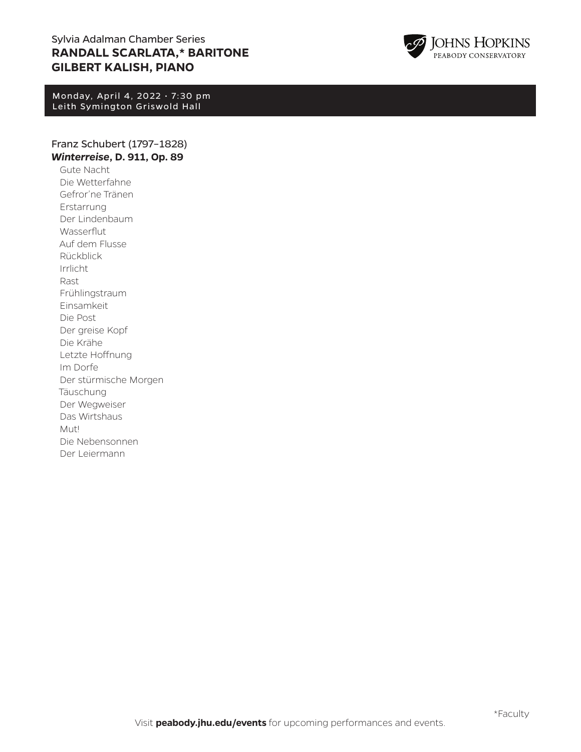Sylvia Adalman Chamber Series

# RANDALL SCARLATA,* BARITONE
# GILBERT KALISH, PIANO

Johns Hopkins Peabody Conservatory

Monday, April 4, 2022 · 7:30 pm
Leith Symington Griswold Hall

Franz Schubert (1797–1828)
***Winterreise*, D. 911, Op. 89**

Gute Nacht
Die Wetterfahne
Gefror'ne Tränen
Erstarrung
Der Lindenbaum
Wasserflut
Auf dem Flusse
Rückblick
Irrlicht
Rast
Frühlingstraum
Einsamkeit
Die Post
Der greise Kopf
Die Krähe
Letzte Hoffnung
Im Dorfe
Der stürmische Morgen
Täuschung
Der Wegweiser
Das Wirtshaus
Mut!
Die Nebensonnen
Der Leiermann

*Faculty

Visit **peabody.jhu.edu/events** for upcoming performances and events.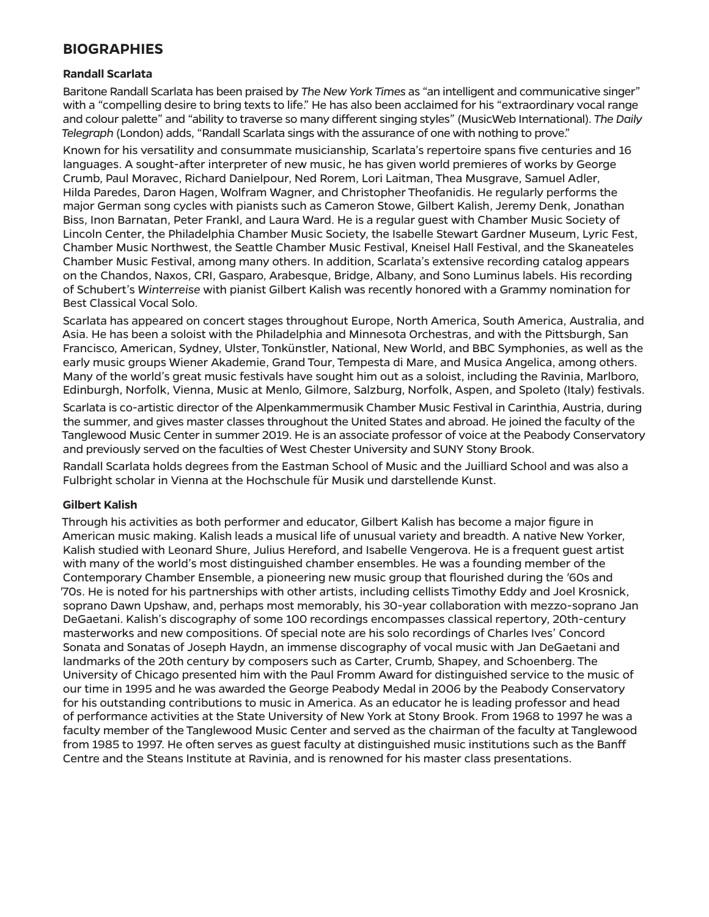## BIOGRAPHIES

### Randall Scarlata

Baritone Randall Scarlata has been praised by *The New York Times* as "an intelligent and communicative singer" with a "compelling desire to bring texts to life." He has also been acclaimed for his "extraordinary vocal range and colour palette" and "ability to traverse so many different singing styles" (MusicWeb International). *The Daily Telegraph* (London) adds, "Randall Scarlata sings with the assurance of one with nothing to prove."

Known for his versatility and consummate musicianship, Scarlata's repertoire spans five centuries and 16 languages. A sought-after interpreter of new music, he has given world premieres of works by George Crumb, Paul Moravec, Richard Danielpour, Ned Rorem, Lori Laitman, Thea Musgrave, Samuel Adler, Hilda Paredes, Daron Hagen, Wolfram Wagner, and Christopher Theofanidis. He regularly performs the major German song cycles with pianists such as Cameron Stowe, Gilbert Kalish, Jeremy Denk, Jonathan Biss, Inon Barnatan, Peter Frankl, and Laura Ward. He is a regular guest with Chamber Music Society of Lincoln Center, the Philadelphia Chamber Music Society, the Isabelle Stewart Gardner Museum, Lyric Fest, Chamber Music Northwest, the Seattle Chamber Music Festival, Kneisel Hall Festival, and the Skaneateles Chamber Music Festival, among many others. In addition, Scarlata's extensive recording catalog appears on the Chandos, Naxos, CRI, Gasparo, Arabesque, Bridge, Albany, and Sono Luminus labels. His recording of Schubert's *Winterreise* with pianist Gilbert Kalish was recently honored with a Grammy nomination for Best Classical Vocal Solo.

Scarlata has appeared on concert stages throughout Europe, North America, South America, Australia, and Asia. He has been a soloist with the Philadelphia and Minnesota Orchestras, and with the Pittsburgh, San Francisco, American, Sydney, Ulster, Tonkünstler, National, New World, and BBC Symphonies, as well as the early music groups Wiener Akademie, Grand Tour, Tempesta di Mare, and Musica Angelica, among others. Many of the world's great music festivals have sought him out as a soloist, including the Ravinia, Marlboro, Edinburgh, Norfolk, Vienna, Music at Menlo, Gilmore, Salzburg, Norfolk, Aspen, and Spoleto (Italy) festivals.

Scarlata is co-artistic director of the Alpenkammermusik Chamber Music Festival in Carinthia, Austria, during the summer, and gives master classes throughout the United States and abroad. He joined the faculty of the Tanglewood Music Center in summer 2019. He is an associate professor of voice at the Peabody Conservatory and previously served on the faculties of West Chester University and SUNY Stony Brook.

Randall Scarlata holds degrees from the Eastman School of Music and the Juilliard School and was also a Fulbright scholar in Vienna at the Hochschule für Musik und darstellende Kunst.

### Gilbert Kalish

Through his activities as both performer and educator, Gilbert Kalish has become a major figure in American music making. Kalish leads a musical life of unusual variety and breadth. A native New Yorker, Kalish studied with Leonard Shure, Julius Hereford, and Isabelle Vengerova. He is a frequent guest artist with many of the world's most distinguished chamber ensembles. He was a founding member of the Contemporary Chamber Ensemble, a pioneering new music group that flourished during the '60s and '70s. He is noted for his partnerships with other artists, including cellists Timothy Eddy and Joel Krosnick, soprano Dawn Upshaw, and, perhaps most memorably, his 30-year collaboration with mezzo-soprano Jan DeGaetani. Kalish's discography of some 100 recordings encompasses classical repertory, 20th-century masterworks and new compositions. Of special note are his solo recordings of Charles Ives' Concord Sonata and Sonatas of Joseph Haydn, an immense discography of vocal music with Jan DeGaetani and landmarks of the 20th century by composers such as Carter, Crumb, Shapey, and Schoenberg. The University of Chicago presented him with the Paul Fromm Award for distinguished service to the music of our time in 1995 and he was awarded the George Peabody Medal in 2006 by the Peabody Conservatory for his outstanding contributions to music in America. As an educator he is leading professor and head of performance activities at the State University of New York at Stony Brook. From 1968 to 1997 he was a faculty member of the Tanglewood Music Center and served as the chairman of the faculty at Tanglewood from 1985 to 1997. He often serves as guest faculty at distinguished music institutions such as the Banff Centre and the Steans Institute at Ravinia, and is renowned for his master class presentations.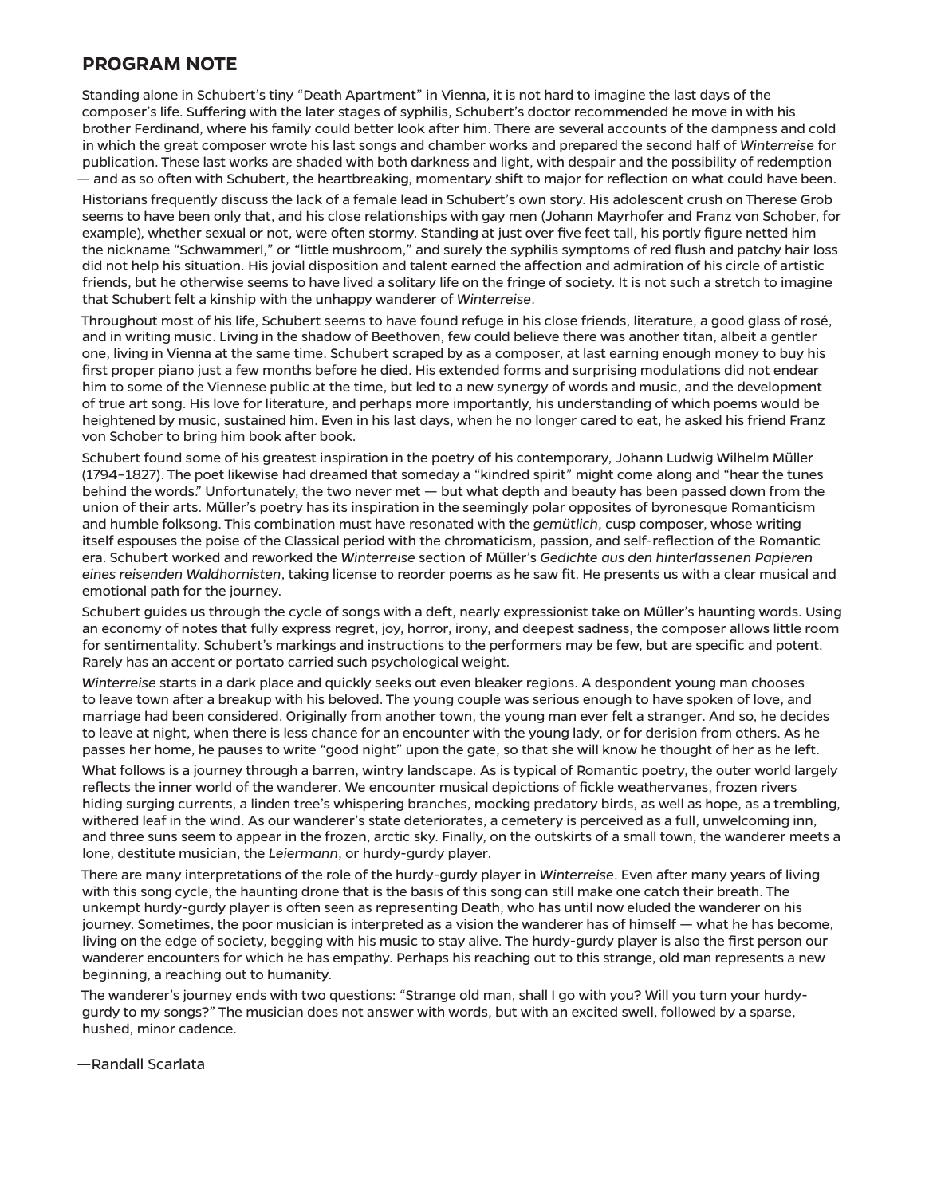## PROGRAM NOTE

Standing alone in Schubert's tiny "Death Apartment" in Vienna, it is not hard to imagine the last days of the composer's life. Suffering with the later stages of syphilis, Schubert's doctor recommended he move in with his brother Ferdinand, where his family could better look after him. There are several accounts of the dampness and cold in which the great composer wrote his last songs and chamber works and prepared the second half of *Winterreise* for publication. These last works are shaded with both darkness and light, with despair and the possibility of redemption — and as so often with Schubert, the heartbreaking, momentary shift to major for reflection on what could have been.

Historians frequently discuss the lack of a female lead in Schubert's own story. His adolescent crush on Therese Grob seems to have been only that, and his close relationships with gay men (Johann Mayrhofer and Franz von Schober, for example), whether sexual or not, were often stormy. Standing at just over five feet tall, his portly figure netted him the nickname "Schwammerl," or "little mushroom," and surely the syphilis symptoms of red flush and patchy hair loss did not help his situation. His jovial disposition and talent earned the affection and admiration of his circle of artistic friends, but he otherwise seems to have lived a solitary life on the fringe of society. It is not such a stretch to imagine that Schubert felt a kinship with the unhappy wanderer of *Winterreise*.

Throughout most of his life, Schubert seems to have found refuge in his close friends, literature, a good glass of rosé, and in writing music. Living in the shadow of Beethoven, few could believe there was another titan, albeit a gentler one, living in Vienna at the same time. Schubert scraped by as a composer, at last earning enough money to buy his first proper piano just a few months before he died. His extended forms and surprising modulations did not endear him to some of the Viennese public at the time, but led to a new synergy of words and music, and the development of true art song. His love for literature, and perhaps more importantly, his understanding of which poems would be heightened by music, sustained him. Even in his last days, when he no longer cared to eat, he asked his friend Franz von Schober to bring him book after book.

Schubert found some of his greatest inspiration in the poetry of his contemporary, Johann Ludwig Wilhelm Müller (1794–1827). The poet likewise had dreamed that someday a "kindred spirit" might come along and "hear the tunes behind the words." Unfortunately, the two never met — but what depth and beauty has been passed down from the union of their arts. Müller's poetry has its inspiration in the seemingly polar opposites of byronesque Romanticism and humble folksong. This combination must have resonated with the *gemütlich*, cusp composer, whose writing itself espouses the poise of the Classical period with the chromaticism, passion, and self-reflection of the Romantic era. Schubert worked and reworked the *Winterreise* section of Müller's *Gedichte aus den hinterlassenen Papieren eines reisenden Waldhornisten*, taking license to reorder poems as he saw fit. He presents us with a clear musical and emotional path for the journey.

Schubert guides us through the cycle of songs with a deft, nearly expressionist take on Müller's haunting words. Using an economy of notes that fully express regret, joy, horror, irony, and deepest sadness, the composer allows little room for sentimentality. Schubert's markings and instructions to the performers may be few, but are specific and potent. Rarely has an accent or portato carried such psychological weight.

*Winterreise* starts in a dark place and quickly seeks out even bleaker regions. A despondent young man chooses to leave town after a breakup with his beloved. The young couple was serious enough to have spoken of love, and marriage had been considered. Originally from another town, the young man ever felt a stranger. And so, he decides to leave at night, when there is less chance for an encounter with the young lady, or for derision from others. As he passes her home, he pauses to write "good night" upon the gate, so that she will know he thought of her as he left.

What follows is a journey through a barren, wintry landscape. As is typical of Romantic poetry, the outer world largely reflects the inner world of the wanderer. We encounter musical depictions of fickle weathervanes, frozen rivers hiding surging currents, a linden tree's whispering branches, mocking predatory birds, as well as hope, as a trembling, withered leaf in the wind. As our wanderer's state deteriorates, a cemetery is perceived as a full, unwelcoming inn, and three suns seem to appear in the frozen, arctic sky. Finally, on the outskirts of a small town, the wanderer meets a lone, destitute musician, the *Leiermann*, or hurdy-gurdy player.

There are many interpretations of the role of the hurdy-gurdy player in *Winterreise*. Even after many years of living with this song cycle, the haunting drone that is the basis of this song can still make one catch their breath. The unkempt hurdy-gurdy player is often seen as representing Death, who has until now eluded the wanderer on his journey. Sometimes, the poor musician is interpreted as a vision the wanderer has of himself — what he has become, living on the edge of society, begging with his music to stay alive. The hurdy-gurdy player is also the first person our wanderer encounters for which he has empathy. Perhaps his reaching out to this strange, old man represents a new beginning, a reaching out to humanity.

The wanderer's journey ends with two questions: "Strange old man, shall I go with you? Will you turn your hurdy-gurdy to my songs?" The musician does not answer with words, but with an excited swell, followed by a sparse, hushed, minor cadence.

—Randall Scarlata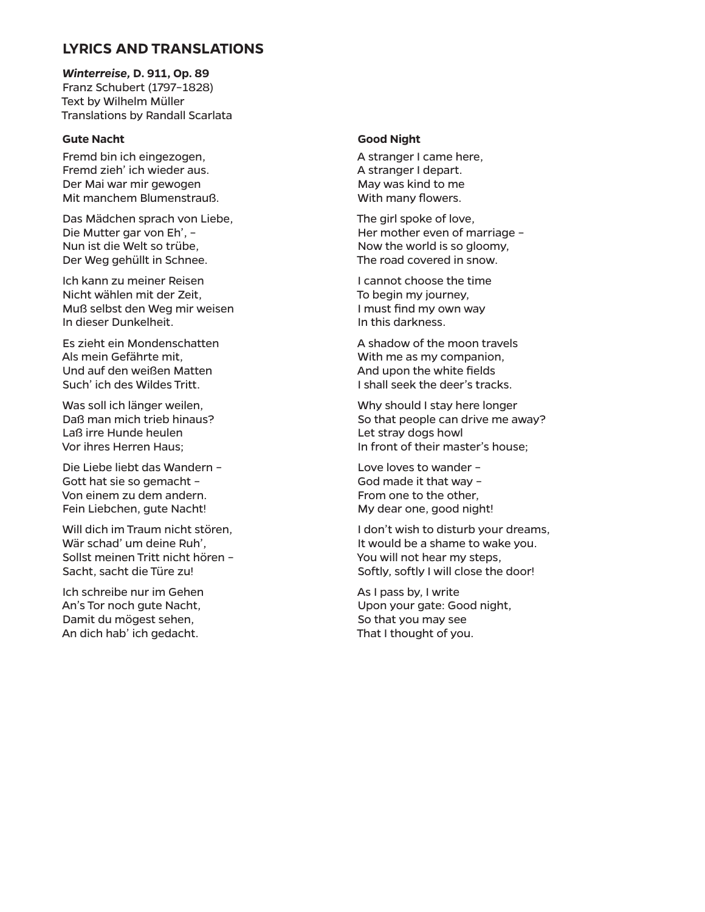## LYRICS AND TRANSLATIONS

***Winterreise*, D. 911, Op. 89**
Franz Schubert (1797–1828)
Text by Wilhelm Müller
Translations by Randall Scarlata

**Gute Nacht**

Fremd bin ich eingezogen,
Fremd zieh' ich wieder aus.
Der Mai war mir gewogen
Mit manchem Blumenstrauß.

Das Mädchen sprach von Liebe,
Die Mutter gar von Eh', –
Nun ist die Welt so trübe,
Der Weg gehüllt in Schnee.

Ich kann zu meiner Reisen
Nicht wählen mit der Zeit,
Muß selbst den Weg mir weisen
In dieser Dunkelheit.

Es zieht ein Mondenschatten
Als mein Gefährte mit,
Und auf den weißen Matten
Such' ich des Wildes Tritt.

Was soll ich länger weilen,
Daß man mich trieb hinaus?
Laß irre Hunde heulen
Vor ihres Herren Haus;

Die Liebe liebt das Wandern –
Gott hat sie so gemacht –
Von einem zu dem andern.
Fein Liebchen, gute Nacht!

Will dich im Traum nicht stören,
Wär schad' um deine Ruh',
Sollst meinen Tritt nicht hören –
Sacht, sacht die Türe zu!

Ich schreibe nur im Gehen
An's Tor noch gute Nacht,
Damit du mögest sehen,
An dich hab' ich gedacht.

**Good Night**

A stranger I came here,
A stranger I depart.
May was kind to me
With many flowers.

The girl spoke of love,
Her mother even of marriage –
Now the world is so gloomy,
The road covered in snow.

I cannot choose the time
To begin my journey,
I must find my own way
In this darkness.

A shadow of the moon travels
With me as my companion,
And upon the white fields
I shall seek the deer's tracks.

Why should I stay here longer
So that people can drive me away?
Let stray dogs howl
In front of their master's house;

Love loves to wander –
God made it that way –
From one to the other,
My dear one, good night!

I don't wish to disturb your dreams,
It would be a shame to wake you.
You will not hear my steps,
Softly, softly I will close the door!

As I pass by, I write
Upon your gate: Good night,
So that you may see
That I thought of you.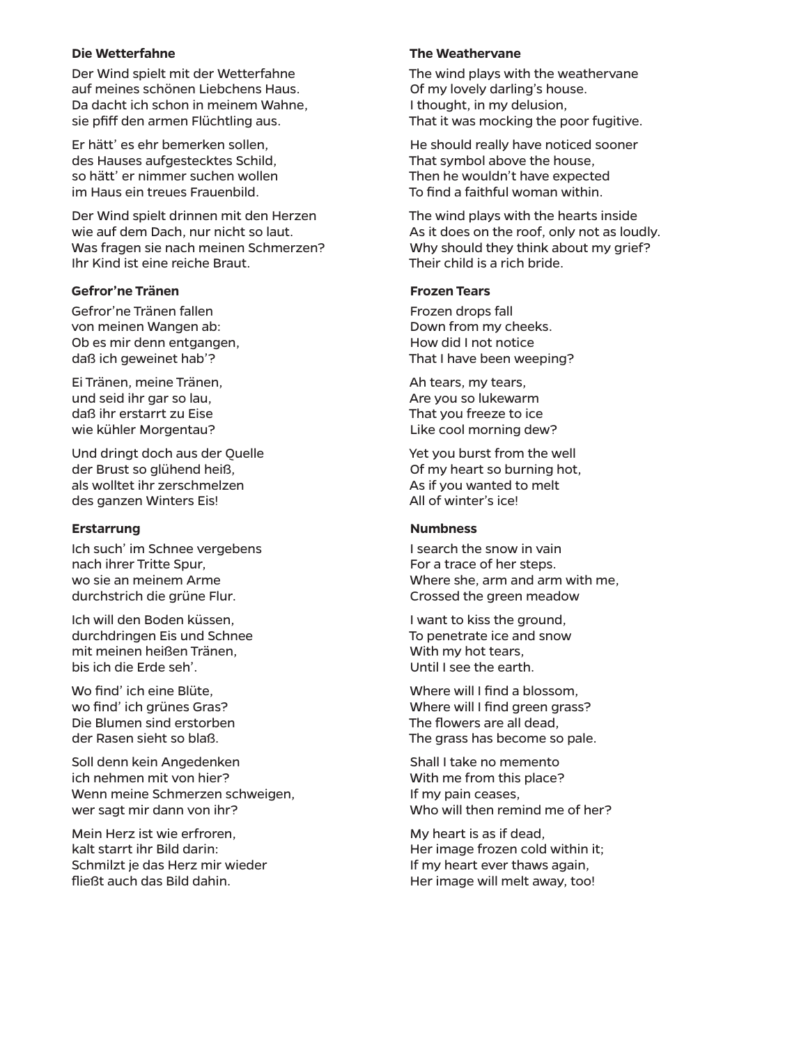**Die Wetterfahne**

Der Wind spielt mit der Wetterfahne
auf meines schönen Liebchens Haus.
Da dacht ich schon in meinem Wahne,
sie pfiff den armen Flüchtling aus.

Er hätt' es ehr bemerken sollen,
des Hauses aufgestecktes Schild,
so hätt' er nimmer suchen wollen
im Haus ein treues Frauenbild.

Der Wind spielt drinnen mit den Herzen
wie auf dem Dach, nur nicht so laut.
Was fragen sie nach meinen Schmerzen?
Ihr Kind ist eine reiche Braut.

**The Weathervane**

The wind plays with the weathervane
Of my lovely darling's house.
I thought, in my delusion,
That it was mocking the poor fugitive.

He should really have noticed sooner
That symbol above the house,
Then he wouldn't have expected
To find a faithful woman within.

The wind plays with the hearts inside
As it does on the roof, only not as loudly.
Why should they think about my grief?
Their child is a rich bride.

**Gefror'ne Tränen**

Gefror'ne Tränen fallen
von meinen Wangen ab:
Ob es mir denn entgangen,
daß ich geweinet hab'?

Ei Tränen, meine Tränen,
und seid ihr gar so lau,
daß ihr erstarrt zu Eise
wie kühler Morgentau?

Und dringt doch aus der Quelle
der Brust so glühend heiß,
als wolltet ihr zerschmelzen
des ganzen Winters Eis!

**Frozen Tears**

Frozen drops fall
Down from my cheeks.
How did I not notice
That I have been weeping?

Ah tears, my tears,
Are you so lukewarm
That you freeze to ice
Like cool morning dew?

Yet you burst from the well
Of my heart so burning hot,
As if you wanted to melt
All of winter's ice!

**Erstarrung**

Ich such' im Schnee vergebens
nach ihrer Tritte Spur,
wo sie an meinem Arme
durchstrich die grüne Flur.

Ich will den Boden küssen,
durchdringen Eis und Schnee
mit meinen heißen Tränen,
bis ich die Erde seh'.

Wo find' ich eine Blüte,
wo find' ich grünes Gras?
Die Blumen sind erstorben
der Rasen sieht so blaß.

Soll denn kein Angedenken
ich nehmen mit von hier?
Wenn meine Schmerzen schweigen,
wer sagt mir dann von ihr?

Mein Herz ist wie erfroren,
kalt starrt ihr Bild darin:
Schmilzt je das Herz mir wieder
fließt auch das Bild dahin.

**Numbness**

I search the snow in vain
For a trace of her steps.
Where she, arm and arm with me,
Crossed the green meadow

I want to kiss the ground,
To penetrate ice and snow
With my hot tears,
Until I see the earth.

Where will I find a blossom,
Where will I find green grass?
The flowers are all dead,
The grass has become so pale.

Shall I take no memento
With me from this place?
If my pain ceases,
Who will then remind me of her?

My heart is as if dead,
Her image frozen cold within it;
If my heart ever thaws again,
Her image will melt away, too!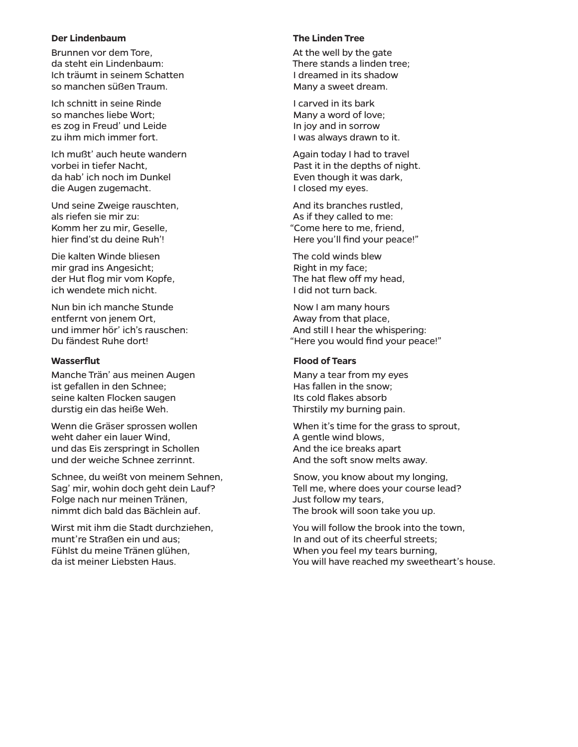**Der Lindenbaum**

Brunnen vor dem Tore,
da steht ein Lindenbaum:
Ich träumt in seinem Schatten
so manchen süßen Traum.

Ich schnitt in seine Rinde
so manches liebe Wort;
es zog in Freud' und Leide
zu ihm mich immer fort.

Ich mußt' auch heute wandern
vorbei in tiefer Nacht,
da hab' ich noch im Dunkel
die Augen zugemacht.

Und seine Zweige rauschten,
als riefen sie mir zu:
Komm her zu mir, Geselle,
hier find'st du deine Ruh'!

Die kalten Winde bliesen
mir grad ins Angesicht;
der Hut flog mir vom Kopfe,
ich wendete mich nicht.

Nun bin ich manche Stunde
entfernt von jenem Ort,
und immer hör' ich's rauschen:
Du fändest Ruhe dort!

**The Linden Tree**

At the well by the gate
There stands a linden tree;
I dreamed in its shadow
Many a sweet dream.

I carved in its bark
Many a word of love;
In joy and in sorrow
I was always drawn to it.

Again today I had to travel
Past it in the depths of night.
Even though it was dark,
I closed my eyes.

And its branches rustled,
As if they called to me:
"Come here to me, friend,
Here you'll find your peace!"

The cold winds blew
Right in my face;
The hat flew off my head,
I did not turn back.

Now I am many hours
Away from that place,
And still I hear the whispering:
"Here you would find your peace!"

**Wasserflut**

Manche Trän' aus meinen Augen
ist gefallen in den Schnee;
seine kalten Flocken saugen
durstig ein das heiße Weh.

Wenn die Gräser sprossen wollen
weht daher ein lauer Wind,
und das Eis zerspringt in Schollen
und der weiche Schnee zerrinnt.

Schnee, du weißt von meinem Sehnen,
Sag' mir, wohin doch geht dein Lauf?
Folge nach nur meinen Tränen,
nimmt dich bald das Bächlein auf.

Wirst mit ihm die Stadt durchziehen,
munt're Straßen ein und aus;
Fühlst du meine Tränen glühen,
da ist meiner Liebsten Haus.

**Flood of Tears**

Many a tear from my eyes
Has fallen in the snow;
Its cold flakes absorb
Thirstily my burning pain.

When it's time for the grass to sprout,
A gentle wind blows,
And the ice breaks apart
And the soft snow melts away.

Snow, you know about my longing,
Tell me, where does your course lead?
Just follow my tears,
The brook will soon take you up.

You will follow the brook into the town,
In and out of its cheerful streets;
When you feel my tears burning,
You will have reached my sweetheart's house.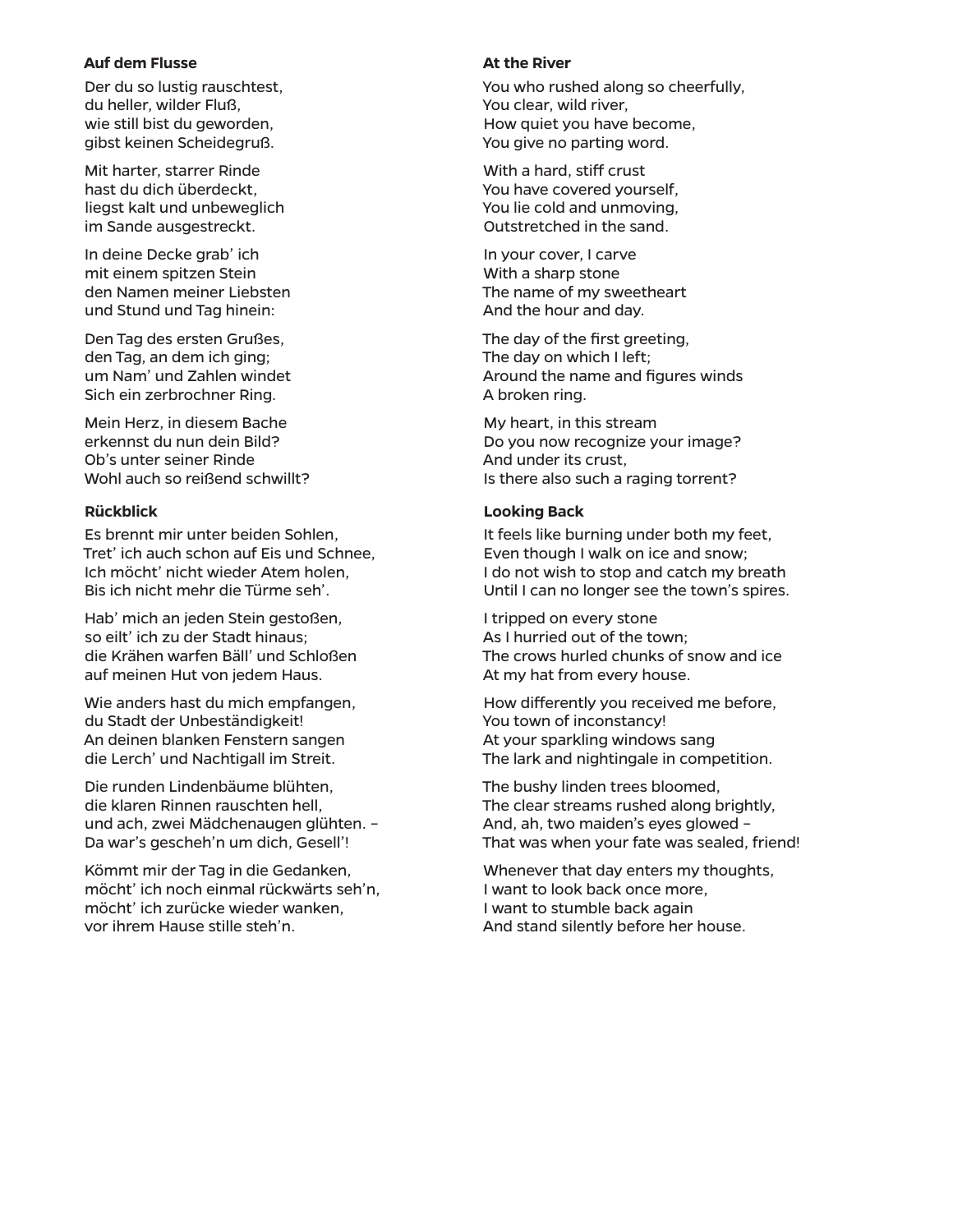**Auf dem Flusse**

Der du so lustig rauschtest,
du heller, wilder Fluß,
wie still bist du geworden,
gibst keinen Scheidegruß.

Mit harter, starrer Rinde
hast du dich überdeckt,
liegst kalt und unbeweglich
im Sande ausgestreckt.

In deine Decke grab' ich
mit einem spitzen Stein
den Namen meiner Liebsten
und Stund und Tag hinein:

Den Tag des ersten Grußes,
den Tag, an dem ich ging;
um Nam' und Zahlen windet
Sich ein zerbrochner Ring.

Mein Herz, in diesem Bache
erkennst du nun dein Bild?
Ob's unter seiner Rinde
Wohl auch so reißend schwillt?

**At the River**

You who rushed along so cheerfully,
You clear, wild river,
How quiet you have become,
You give no parting word.

With a hard, stiff crust
You have covered yourself,
You lie cold and unmoving,
Outstretched in the sand.

In your cover, I carve
With a sharp stone
The name of my sweetheart
And the hour and day.

The day of the first greeting,
The day on which I left;
Around the name and figures winds
A broken ring.

My heart, in this stream
Do you now recognize your image?
And under its crust,
Is there also such a raging torrent?

**Rückblick**

Es brennt mir unter beiden Sohlen,
Tret' ich auch schon auf Eis und Schnee,
Ich möcht' nicht wieder Atem holen,
Bis ich nicht mehr die Türme seh'.

Hab' mich an jeden Stein gestoßen,
so eilt' ich zu der Stadt hinaus;
die Krähen warfen Bäll' und Schloßen
auf meinen Hut von jedem Haus.

Wie anders hast du mich empfangen,
du Stadt der Unbeständigkeit!
An deinen blanken Fenstern sangen
die Lerch' und Nachtigall im Streit.

Die runden Lindenbäume blühten,
die klaren Rinnen rauschten hell,
und ach, zwei Mädchenaugen glühten. –
Da war's gescheh'n um dich, Gesell'!

Kömmt mir der Tag in die Gedanken,
möcht' ich noch einmal rückwärts seh'n,
möcht' ich zurücke wieder wanken,
vor ihrem Hause stille steh'n.

**Looking Back**

It feels like burning under both my feet,
Even though I walk on ice and snow;
I do not wish to stop and catch my breath
Until I can no longer see the town's spires.

I tripped on every stone
As I hurried out of the town;
The crows hurled chunks of snow and ice
At my hat from every house.

How differently you received me before,
You town of inconstancy!
At your sparkling windows sang
The lark and nightingale in competition.

The bushy linden trees bloomed,
The clear streams rushed along brightly,
And, ah, two maiden's eyes glowed –
That was when your fate was sealed, friend!

Whenever that day enters my thoughts,
I want to look back once more,
I want to stumble back again
And stand silently before her house.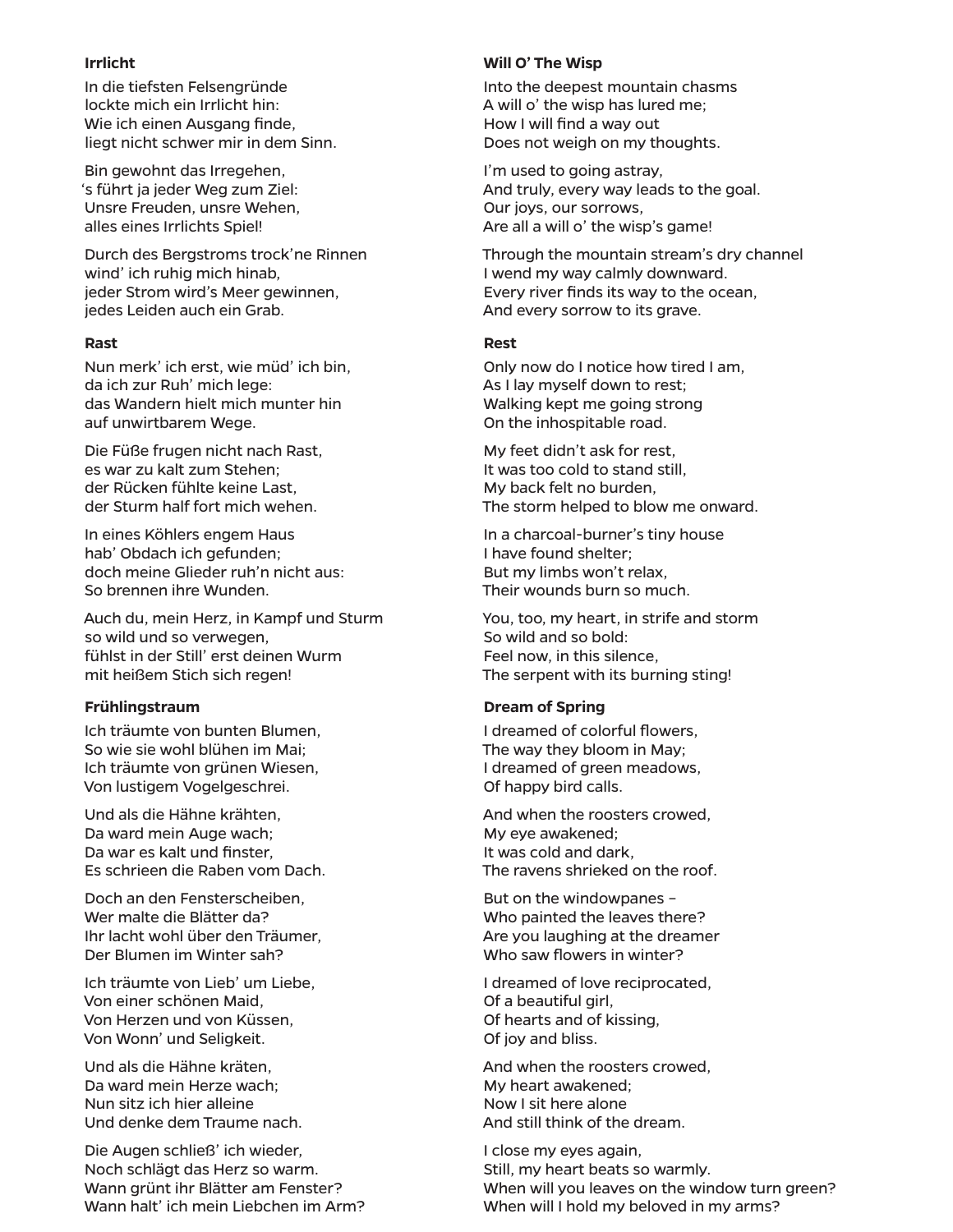**Irrlicht**

In die tiefsten Felsengründe
lockte mich ein Irrlicht hin:
Wie ich einen Ausgang finde,
liegt nicht schwer mir in dem Sinn.

Bin gewohnt das Irregehen,
's führt ja jeder Weg zum Ziel:
Unsre Freuden, unsre Wehen,
alles eines Irrlichts Spiel!

Durch des Bergstroms trock'ne Rinnen
wind' ich ruhig mich hinab,
jeder Strom wird's Meer gewinnen,
jedes Leiden auch ein Grab.

**Will O' The Wisp**

Into the deepest mountain chasms
A will o' the wisp has lured me;
How I will find a way out
Does not weigh on my thoughts.

I'm used to going astray,
And truly, every way leads to the goal.
Our joys, our sorrows,
Are all a will o' the wisp's game!

Through the mountain stream's dry channel
I wend my way calmly downward.
Every river finds its way to the ocean,
And every sorrow to its grave.

**Rast**

Nun merk' ich erst, wie müd' ich bin,
da ich zur Ruh' mich lege:
das Wandern hielt mich munter hin
auf unwirtbarem Wege.

Die Füße frugen nicht nach Rast,
es war zu kalt zum Stehen;
der Rücken fühlte keine Last,
der Sturm half fort mich wehen.

In eines Köhlers engem Haus
hab' Obdach ich gefunden;
doch meine Glieder ruh'n nicht aus:
So brennen ihre Wunden.

Auch du, mein Herz, in Kampf und Sturm
so wild und so verwegen,
fühlst in der Still' erst deinen Wurm
mit heißem Stich sich regen!

**Rest**

Only now do I notice how tired I am,
As I lay myself down to rest;
Walking kept me going strong
On the inhospitable road.

My feet didn't ask for rest,
It was too cold to stand still,
My back felt no burden,
The storm helped to blow me onward.

In a charcoal-burner's tiny house
I have found shelter;
But my limbs won't relax,
Their wounds burn so much.

You, too, my heart, in strife and storm
So wild and so bold:
Feel now, in this silence,
The serpent with its burning sting!

**Frühlingstraum**

Ich träumte von bunten Blumen,
So wie sie wohl blühen im Mai;
Ich träumte von grünen Wiesen,
Von lustigem Vogelgeschrei.

Und als die Hähne krähten,
Da ward mein Auge wach;
Da war es kalt und finster,
Es schrieen die Raben vom Dach.

Doch an den Fensterscheiben,
Wer malte die Blätter da?
Ihr lacht wohl über den Träumer,
Der Blumen im Winter sah?

Ich träumte von Lieb' um Liebe,
Von einer schönen Maid,
Von Herzen und von Küssen,
Von Wonn' und Seligkeit.

Und als die Hähne kräten,
Da ward mein Herze wach;
Nun sitz ich hier alleine
Und denke dem Traume nach.

Die Augen schließ' ich wieder,
Noch schlägt das Herz so warm.
Wann grünt ihr Blätter am Fenster?
Wann halt' ich mein Liebchen im Arm?

**Dream of Spring**

I dreamed of colorful flowers,
The way they bloom in May;
I dreamed of green meadows,
Of happy bird calls.

And when the roosters crowed,
My eye awakened;
It was cold and dark,
The ravens shrieked on the roof.

But on the windowpanes –
Who painted the leaves there?
Are you laughing at the dreamer
Who saw flowers in winter?

I dreamed of love reciprocated,
Of a beautiful girl,
Of hearts and of kissing,
Of joy and bliss.

And when the roosters crowed,
My heart awakened;
Now I sit here alone
And still think of the dream.

I close my eyes again,
Still, my heart beats so warmly.
When will you leaves on the window turn green?
When will I hold my beloved in my arms?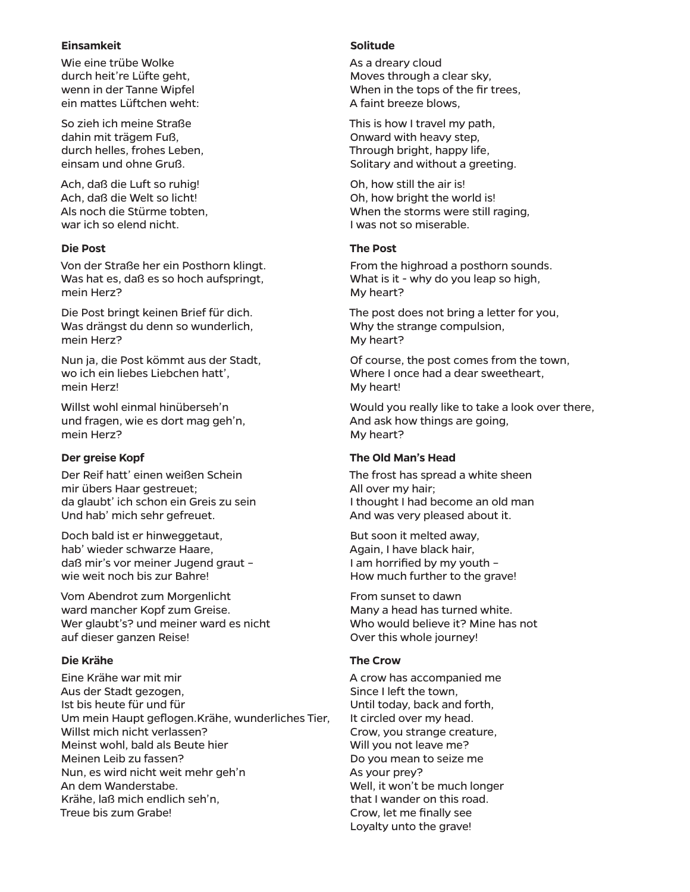**Einsamkeit**

Wie eine trübe Wolke
durch heit're Lüfte geht,
wenn in der Tanne Wipfel
ein mattes Lüftchen weht:

So zieh ich meine Straße
dahin mit trägem Fuß,
durch helles, frohes Leben,
einsam und ohne Gruß.

Ach, daß die Luft so ruhig!
Ach, daß die Welt so licht!
Als noch die Stürme tobten,
war ich so elend nicht.

**Solitude**

As a dreary cloud
Moves through a clear sky,
When in the tops of the fir trees,
A faint breeze blows,

This is how I travel my path,
Onward with heavy step,
Through bright, happy life,
Solitary and without a greeting.

Oh, how still the air is!
Oh, how bright the world is!
When the storms were still raging,
I was not so miserable.

**Die Post**

Von der Straße her ein Posthorn klingt.
Was hat es, daß es so hoch aufspringt,
mein Herz?

Die Post bringt keinen Brief für dich.
Was drängst du denn so wunderlich,
mein Herz?

Nun ja, die Post kömmt aus der Stadt,
wo ich ein liebes Liebchen hatt',
mein Herz!

Willst wohl einmal hinüberseh'n
und fragen, wie es dort mag geh'n,
mein Herz?

**The Post**

From the highroad a posthorn sounds.
What is it - why do you leap so high,
My heart?

The post does not bring a letter for you,
Why the strange compulsion,
My heart?

Of course, the post comes from the town,
Where I once had a dear sweetheart,
My heart!

Would you really like to take a look over there,
And ask how things are going,
My heart?

**Der greise Kopf**

Der Reif hatt' einen weißen Schein
mir übers Haar gestreuet;
da glaubt' ich schon ein Greis zu sein
Und hab' mich sehr gefreuet.

Doch bald ist er hinweggetaut,
hab' wieder schwarze Haare,
daß mir's vor meiner Jugend graut –
wie weit noch bis zur Bahre!

Vom Abendrot zum Morgenlicht
ward mancher Kopf zum Greise.
Wer glaubt's? und meiner ward es nicht
auf dieser ganzen Reise!

**The Old Man's Head**

The frost has spread a white sheen
All over my hair;
I thought I had become an old man
And was very pleased about it.

But soon it melted away,
Again, I have black hair,
I am horrified by my youth –
How much further to the grave!

From sunset to dawn
Many a head has turned white.
Who would believe it? Mine has not
Over this whole journey!

**Die Krähe**

Eine Krähe war mit mir
Aus der Stadt gezogen,
Ist bis heute für und für
Um mein Haupt geflogen.Krähe, wunderliches Tier,
Willst mich nicht verlassen?
Meinst wohl, bald als Beute hier
Meinen Leib zu fassen?
Nun, es wird nicht weit mehr geh'n
An dem Wanderstabe.
Krähe, laß mich endlich seh'n,
Treue bis zum Grabe!

**The Crow**

A crow has accompanied me
Since I left the town,
Until today, back and forth,
It circled over my head.
Crow, you strange creature,
Will you not leave me?
Do you mean to seize me
As your prey?
Well, it won't be much longer
that I wander on this road.
Crow, let me finally see
Loyalty unto the grave!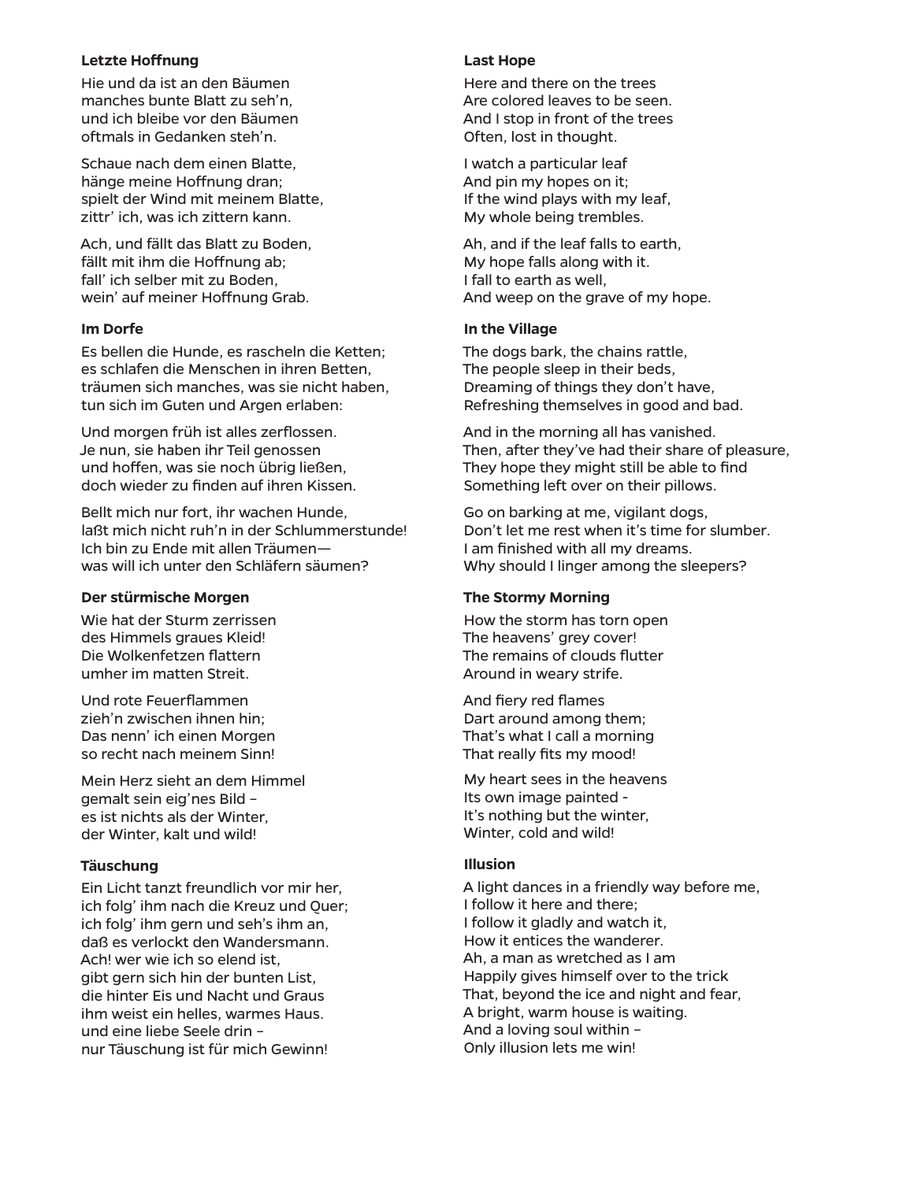**Letzte Hoffnung**

Hie und da ist an den Bäumen
manches bunte Blatt zu seh'n,
und ich bleibe vor den Bäumen
oftmals in Gedanken steh'n.

Schaue nach dem einen Blatte,
hänge meine Hoffnung dran;
spielt der Wind mit meinem Blatte,
zittr' ich, was ich zittern kann.

Ach, und fällt das Blatt zu Boden,
fällt mit ihm die Hoffnung ab;
fall' ich selber mit zu Boden,
wein' auf meiner Hoffnung Grab.

**Last Hope**

Here and there on the trees
Are colored leaves to be seen.
And I stop in front of the trees
Often, lost in thought.

I watch a particular leaf
And pin my hopes on it;
If the wind plays with my leaf,
My whole being trembles.

Ah, and if the leaf falls to earth,
My hope falls along with it.
I fall to earth as well,
And weep on the grave of my hope.

**Im Dorfe**

Es bellen die Hunde, es rascheln die Ketten;
es schlafen die Menschen in ihren Betten,
träumen sich manches, was sie nicht haben,
tun sich im Guten und Argen erlaben:

Und morgen früh ist alles zerflossen.
Je nun, sie haben ihr Teil genossen
und hoffen, was sie noch übrig ließen,
doch wieder zu finden auf ihren Kissen.

Bellt mich nur fort, ihr wachen Hunde,
laßt mich nicht ruh'n in der Schlummerstunde!
Ich bin zu Ende mit allen Träumen—
was will ich unter den Schläfern säumen?

**In the Village**

The dogs bark, the chains rattle,
The people sleep in their beds,
Dreaming of things they don't have,
Refreshing themselves in good and bad.

And in the morning all has vanished.
Then, after they've had their share of pleasure,
They hope they might still be able to find
Something left over on their pillows.

Go on barking at me, vigilant dogs,
Don't let me rest when it's time for slumber.
I am finished with all my dreams.
Why should I linger among the sleepers?

**Der stürmische Morgen**

Wie hat der Sturm zerrissen
des Himmels graues Kleid!
Die Wolkenfetzen flattern
umher im matten Streit.

Und rote Feuerflammen
zieh'n zwischen ihnen hin;
Das nenn' ich einen Morgen
so recht nach meinem Sinn!

Mein Herz sieht an dem Himmel
gemalt sein eig'nes Bild –
es ist nichts als der Winter,
der Winter, kalt und wild!

**The Stormy Morning**

How the storm has torn open
The heavens' grey cover!
The remains of clouds flutter
Around in weary strife.

And fiery red flames
Dart around among them;
That's what I call a morning
That really fits my mood!

My heart sees in the heavens
Its own image painted -
It's nothing but the winter,
Winter, cold and wild!

**Täuschung**

Ein Licht tanzt freundlich vor mir her,
ich folg' ihm nach die Kreuz und Quer;
ich folg' ihm gern und seh's ihm an,
daß es verlockt den Wandersmann.
Ach! wer wie ich so elend ist,
gibt gern sich hin der bunten List,
die hinter Eis und Nacht und Graus
ihm weist ein helles, warmes Haus.
und eine liebe Seele drin –
nur Täuschung ist für mich Gewinn!

**Illusion**

A light dances in a friendly way before me,
I follow it here and there;
I follow it gladly and watch it,
How it entices the wanderer.
Ah, a man as wretched as I am
Happily gives himself over to the trick
That, beyond the ice and night and fear,
A bright, warm house is waiting.
And a loving soul within –
Only illusion lets me win!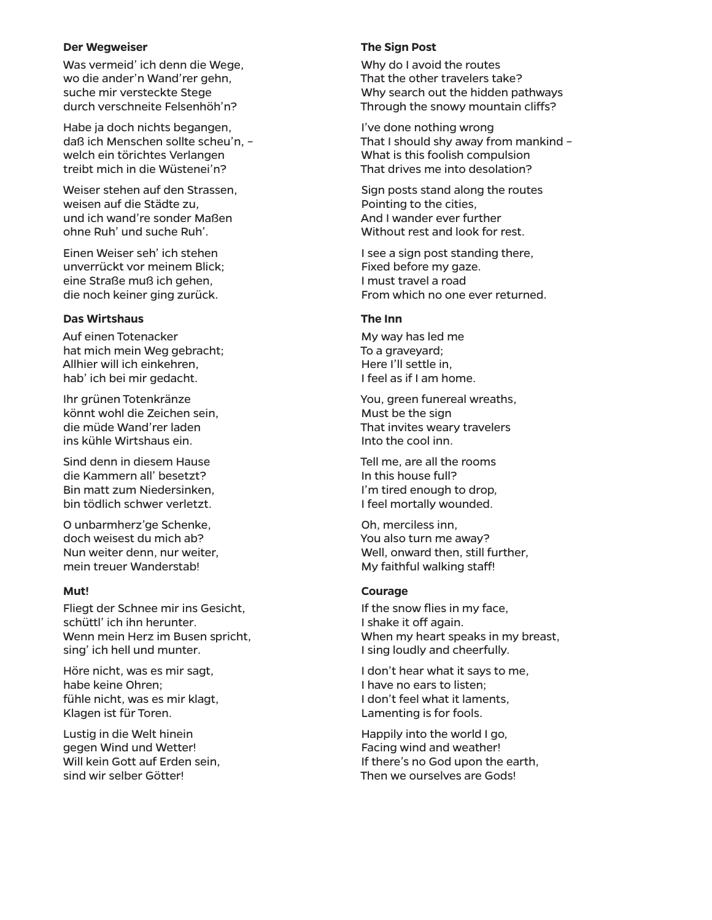**Der Wegweiser**

Was vermeid' ich denn die Wege,
wo die ander'n Wand'rer gehn,
suche mir versteckte Stege
durch verschneite Felsenhöh'n?

Habe ja doch nichts begangen,
daß ich Menschen sollte scheu'n, –
welch ein törichtes Verlangen
treibt mich in die Wüstenei'n?

Weiser stehen auf den Strassen,
weisen auf die Städte zu,
und ich wand're sonder Maßen
ohne Ruh' und suche Ruh'.

Einen Weiser seh' ich stehen
unverrückt vor meinem Blick;
eine Straße muß ich gehen,
die noch keiner ging zurück.

**Das Wirtshaus**

Auf einen Totenacker
hat mich mein Weg gebracht;
Allhier will ich einkehren,
hab' ich bei mir gedacht.

Ihr grünen Totenkränze
könnt wohl die Zeichen sein,
die müde Wand'rer laden
ins kühle Wirtshaus ein.

Sind denn in diesem Hause
die Kammern all' besetzt?
Bin matt zum Niedersinken,
bin tödlich schwer verletzt.

O unbarmherz'ge Schenke,
doch weisest du mich ab?
Nun weiter denn, nur weiter,
mein treuer Wanderstab!

**Mut!**

Fliegt der Schnee mir ins Gesicht,
schüttl' ich ihn herunter.
Wenn mein Herz im Busen spricht,
sing' ich hell und munter.

Höre nicht, was es mir sagt,
habe keine Ohren;
fühle nicht, was es mir klagt,
Klagen ist für Toren.

Lustig in die Welt hinein
gegen Wind und Wetter!
Will kein Gott auf Erden sein,
sind wir selber Götter!

**The Sign Post**

Why do I avoid the routes
That the other travelers take?
Why search out the hidden pathways
Through the snowy mountain cliffs?

I've done nothing wrong
That I should shy away from mankind –
What is this foolish compulsion
That drives me into desolation?

Sign posts stand along the routes
Pointing to the cities,
And I wander ever further
Without rest and look for rest.

I see a sign post standing there,
Fixed before my gaze.
I must travel a road
From which no one ever returned.

**The Inn**

My way has led me
To a graveyard;
Here I'll settle in,
I feel as if I am home.

You, green funereal wreaths,
Must be the sign
That invites weary travelers
Into the cool inn.

Tell me, are all the rooms
In this house full?
I'm tired enough to drop,
I feel mortally wounded.

Oh, merciless inn,
You also turn me away?
Well, onward then, still further,
My faithful walking staff!

**Courage**

If the snow flies in my face,
I shake it off again.
When my heart speaks in my breast,
I sing loudly and cheerfully.

I don't hear what it says to me,
I have no ears to listen;
I don't feel what it laments,
Lamenting is for fools.

Happily into the world I go,
Facing wind and weather!
If there's no God upon the earth,
Then we ourselves are Gods!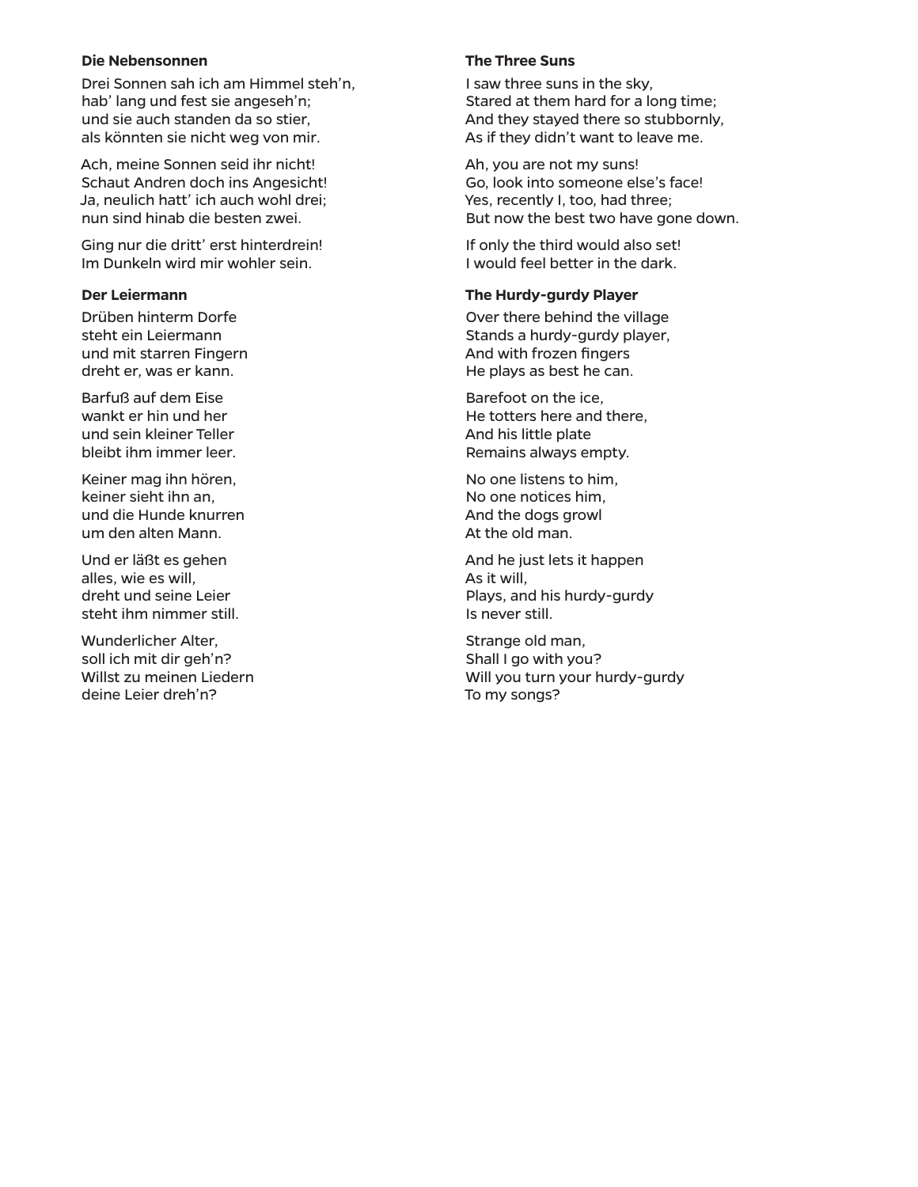**Die Nebensonnen**

Drei Sonnen sah ich am Himmel steh'n,
hab' lang und fest sie angeseh'n;
und sie auch standen da so stier,
als könnten sie nicht weg von mir.

Ach, meine Sonnen seid ihr nicht!
Schaut Andren doch ins Angesicht!
Ja, neulich hatt' ich auch wohl drei;
nun sind hinab die besten zwei.

Ging nur die dritt' erst hinterdrein!
Im Dunkeln wird mir wohler sein.

**The Three Suns**

I saw three suns in the sky,
Stared at them hard for a long time;
And they stayed there so stubbornly,
As if they didn't want to leave me.

Ah, you are not my suns!
Go, look into someone else's face!
Yes, recently I, too, had three;
But now the best two have gone down.

If only the third would also set!
I would feel better in the dark.

**Der Leiermann**

Drüben hinterm Dorfe
steht ein Leiermann
und mit starren Fingern
dreht er, was er kann.

Barfuß auf dem Eise
wankt er hin und her
und sein kleiner Teller
bleibt ihm immer leer.

Keiner mag ihn hören,
keiner sieht ihn an,
und die Hunde knurren
um den alten Mann.

Und er läßt es gehen
alles, wie es will,
dreht und seine Leier
steht ihm nimmer still.

Wunderlicher Alter,
soll ich mit dir geh'n?
Willst zu meinen Liedern
deine Leier dreh'n?

**The Hurdy-gurdy Player**

Over there behind the village
Stands a hurdy-gurdy player,
And with frozen fingers
He plays as best he can.

Barefoot on the ice,
He totters here and there,
And his little plate
Remains always empty.

No one listens to him,
No one notices him,
And the dogs growl
At the old man.

And he just lets it happen
As it will,
Plays, and his hurdy-gurdy
Is never still.

Strange old man,
Shall I go with you?
Will you turn your hurdy-gurdy
To my songs?